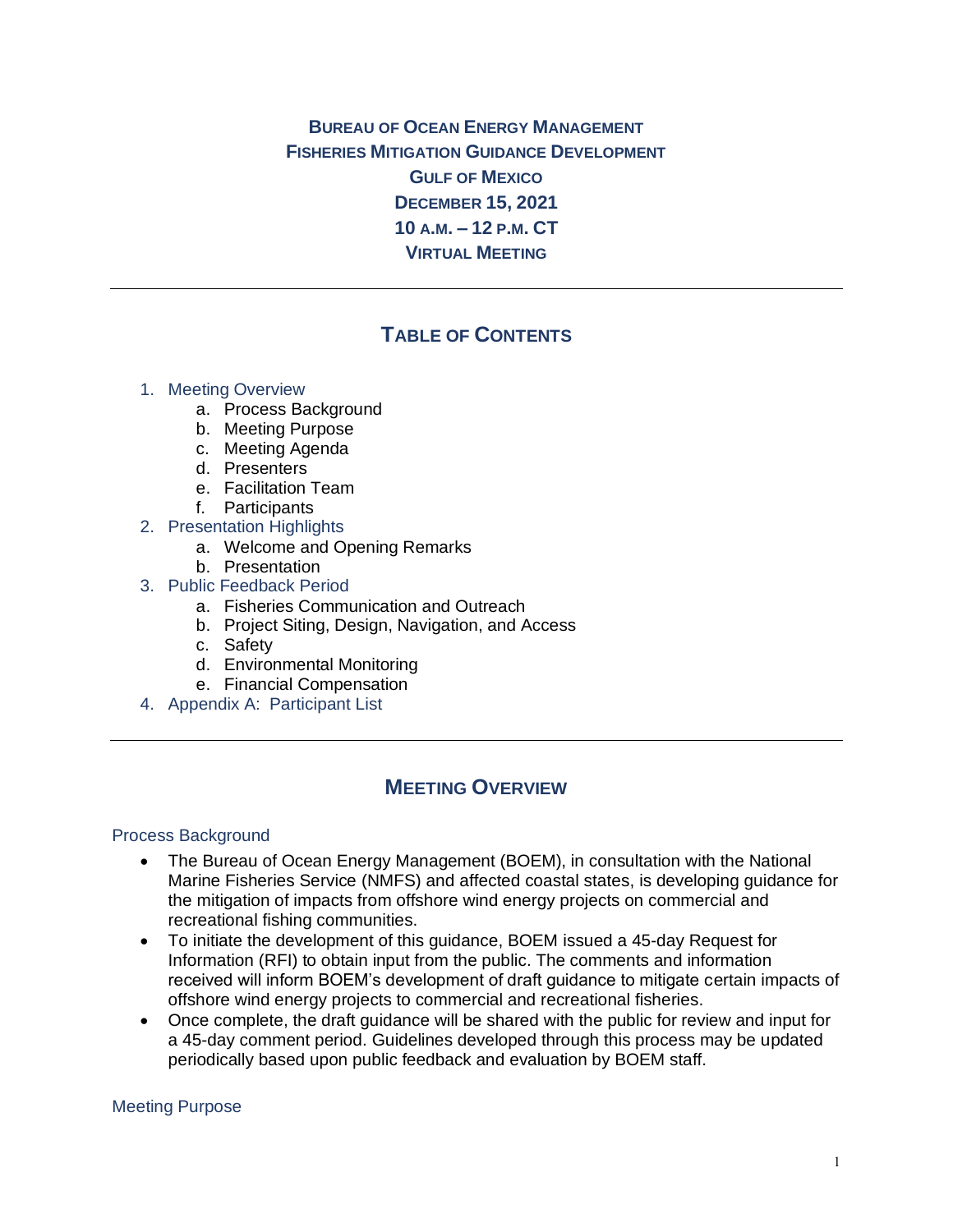# Bureau of Ocean Energy Management
# Fisheries Mitigation Guidance Development
# Gulf of Mexico
# December 15, 2021
# 10 a.m. – 12 p.m. CT
# Virtual Meeting

---

## Table of Contents

1. Meeting Overview
   a. Process Background
   b. Meeting Purpose
   c. Meeting Agenda
   d. Presenters
   e. Facilitation Team
   f. Participants
2. Presentation Highlights
   a. Welcome and Opening Remarks
   b. Presentation
3. Public Feedback Period
   a. Fisheries Communication and Outreach
   b. Project Siting, Design, Navigation, and Access
   c. Safety
   d. Environmental Monitoring
   e. Financial Compensation
4. Appendix A: Participant List

---

## Meeting Overview

### Process Background

- The Bureau of Ocean Energy Management (BOEM), in consultation with the National Marine Fisheries Service (NMFS) and affected coastal states, is developing guidance for the mitigation of impacts from offshore wind energy projects on commercial and recreational fishing communities.
- To initiate the development of this guidance, BOEM issued a 45-day Request for Information (RFI) to obtain input from the public. The comments and information received will inform BOEM's development of draft guidance to mitigate certain impacts of offshore wind energy projects to commercial and recreational fisheries.
- Once complete, the draft guidance will be shared with the public for review and input for a 45-day comment period. Guidelines developed through this process may be updated periodically based upon public feedback and evaluation by BOEM staff.

### Meeting Purpose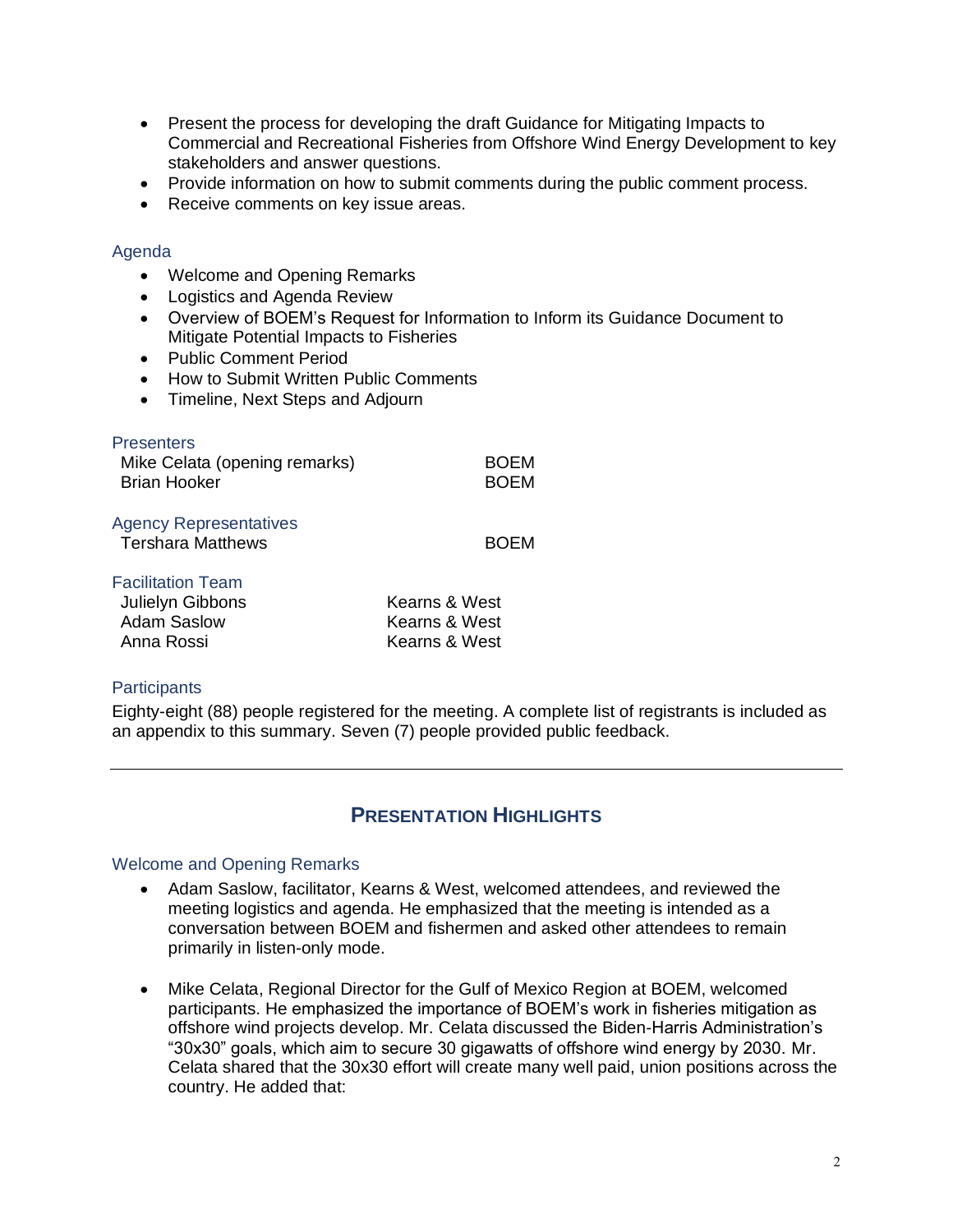- Present the process for developing the draft Guidance for Mitigating Impacts to Commercial and Recreational Fisheries from Offshore Wind Energy Development to key stakeholders and answer questions.
- Provide information on how to submit comments during the public comment process.
- Receive comments on key issue areas.

### Agenda

- Welcome and Opening Remarks
- Logistics and Agenda Review
- Overview of BOEM's Request for Information to Inform its Guidance Document to Mitigate Potential Impacts to Fisheries
- Public Comment Period
- How to Submit Written Public Comments
- Timeline, Next Steps and Adjourn

### Presenters

| | |
|---|---|
| Mike Celata (opening remarks) | BOEM |
| Brian Hooker | BOEM |

### Agency Representatives

| | |
|---|---|
| Tershara Matthews | BOEM |

### Facilitation Team

| | |
|---|---|
| Julielyn Gibbons | Kearns & West |
| Adam Saslow | Kearns & West |
| Anna Rossi | Kearns & West |

### Participants

Eighty-eight (88) people registered for the meeting. A complete list of registrants is included as an appendix to this summary. Seven (7) people provided public feedback.

---

## PRESENTATION HIGHLIGHTS

### Welcome and Opening Remarks

- Adam Saslow, facilitator, Kearns & West, welcomed attendees, and reviewed the meeting logistics and agenda. He emphasized that the meeting is intended as a conversation between BOEM and fishermen and asked other attendees to remain primarily in listen-only mode.

- Mike Celata, Regional Director for the Gulf of Mexico Region at BOEM, welcomed participants. He emphasized the importance of BOEM's work in fisheries mitigation as offshore wind projects develop. Mr. Celata discussed the Biden-Harris Administration's "30x30" goals, which aim to secure 30 gigawatts of offshore wind energy by 2030. Mr. Celata shared that the 30x30 effort will create many well paid, union positions across the country. He added that: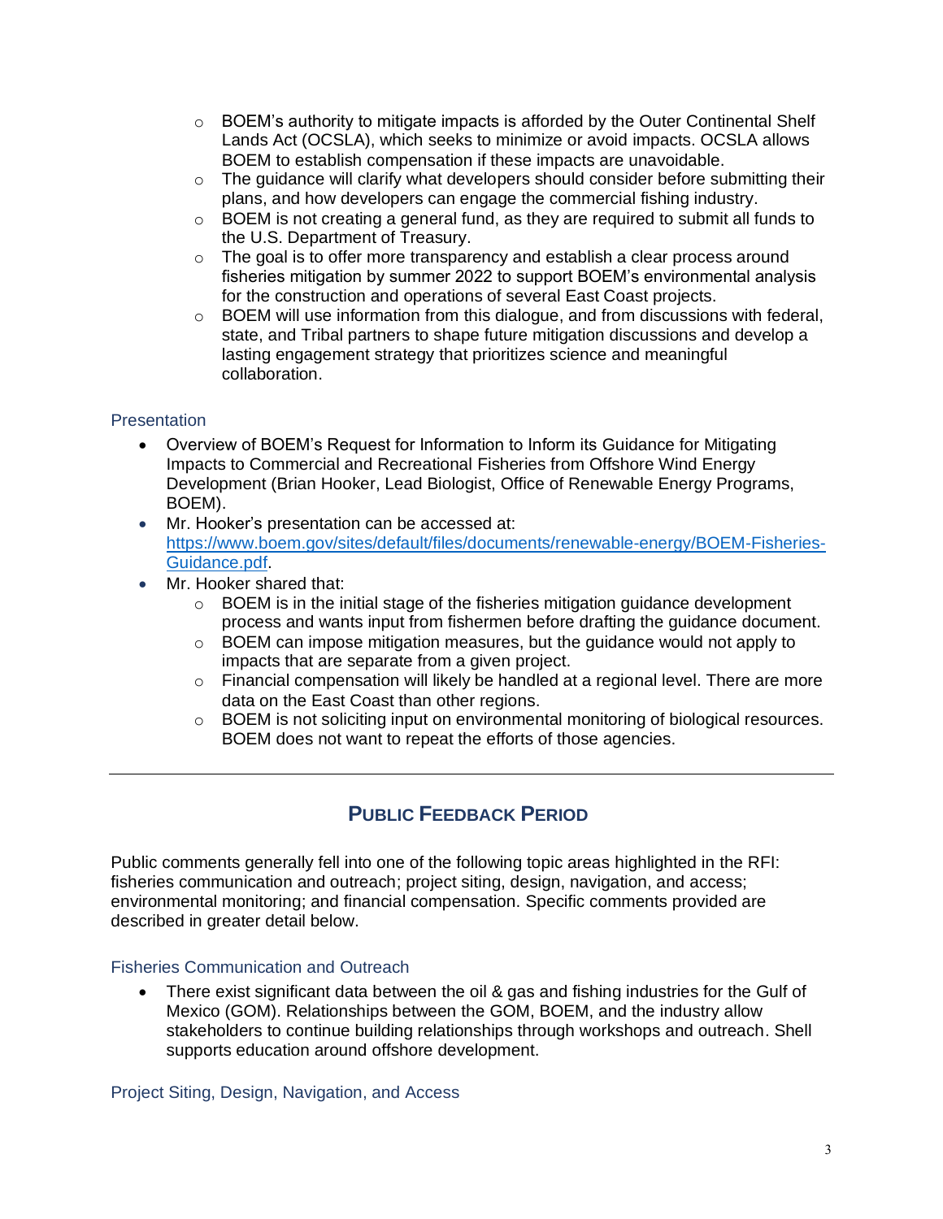- BOEM's authority to mitigate impacts is afforded by the Outer Continental Shelf Lands Act (OCSLA), which seeks to minimize or avoid impacts. OCSLA allows BOEM to establish compensation if these impacts are unavoidable.
    - The guidance will clarify what developers should consider before submitting their plans, and how developers can engage the commercial fishing industry.
    - BOEM is not creating a general fund, as they are required to submit all funds to the U.S. Department of Treasury.
    - The goal is to offer more transparency and establish a clear process around fisheries mitigation by summer 2022 to support BOEM's environmental analysis for the construction and operations of several East Coast projects.
    - BOEM will use information from this dialogue, and from discussions with federal, state, and Tribal partners to shape future mitigation discussions and develop a lasting engagement strategy that prioritizes science and meaningful collaboration.

### Presentation

- Overview of BOEM's Request for Information to Inform its Guidance for Mitigating Impacts to Commercial and Recreational Fisheries from Offshore Wind Energy Development (Brian Hooker, Lead Biologist, Office of Renewable Energy Programs, BOEM).
- Mr. Hooker's presentation can be accessed at: [https://www.boem.gov/sites/default/files/documents/renewable-energy/BOEM-Fisheries-Guidance.pdf](https://www.boem.gov/sites/default/files/documents/renewable-energy/BOEM-Fisheries-Guidance.pdf).
- Mr. Hooker shared that:
    - BOEM is in the initial stage of the fisheries mitigation guidance development process and wants input from fishermen before drafting the guidance document.
    - BOEM can impose mitigation measures, but the guidance would not apply to impacts that are separate from a given project.
    - Financial compensation will likely be handled at a regional level. There are more data on the East Coast than other regions.
    - BOEM is not soliciting input on environmental monitoring of biological resources. BOEM does not want to repeat the efforts of those agencies.

---

## Public Feedback Period

Public comments generally fell into one of the following topic areas highlighted in the RFI: fisheries communication and outreach; project siting, design, navigation, and access; environmental monitoring; and financial compensation. Specific comments provided are described in greater detail below.

### Fisheries Communication and Outreach

- There exist significant data between the oil & gas and fishing industries for the Gulf of Mexico (GOM). Relationships between the GOM, BOEM, and the industry allow stakeholders to continue building relationships through workshops and outreach. Shell supports education around offshore development.

### Project Siting, Design, Navigation, and Access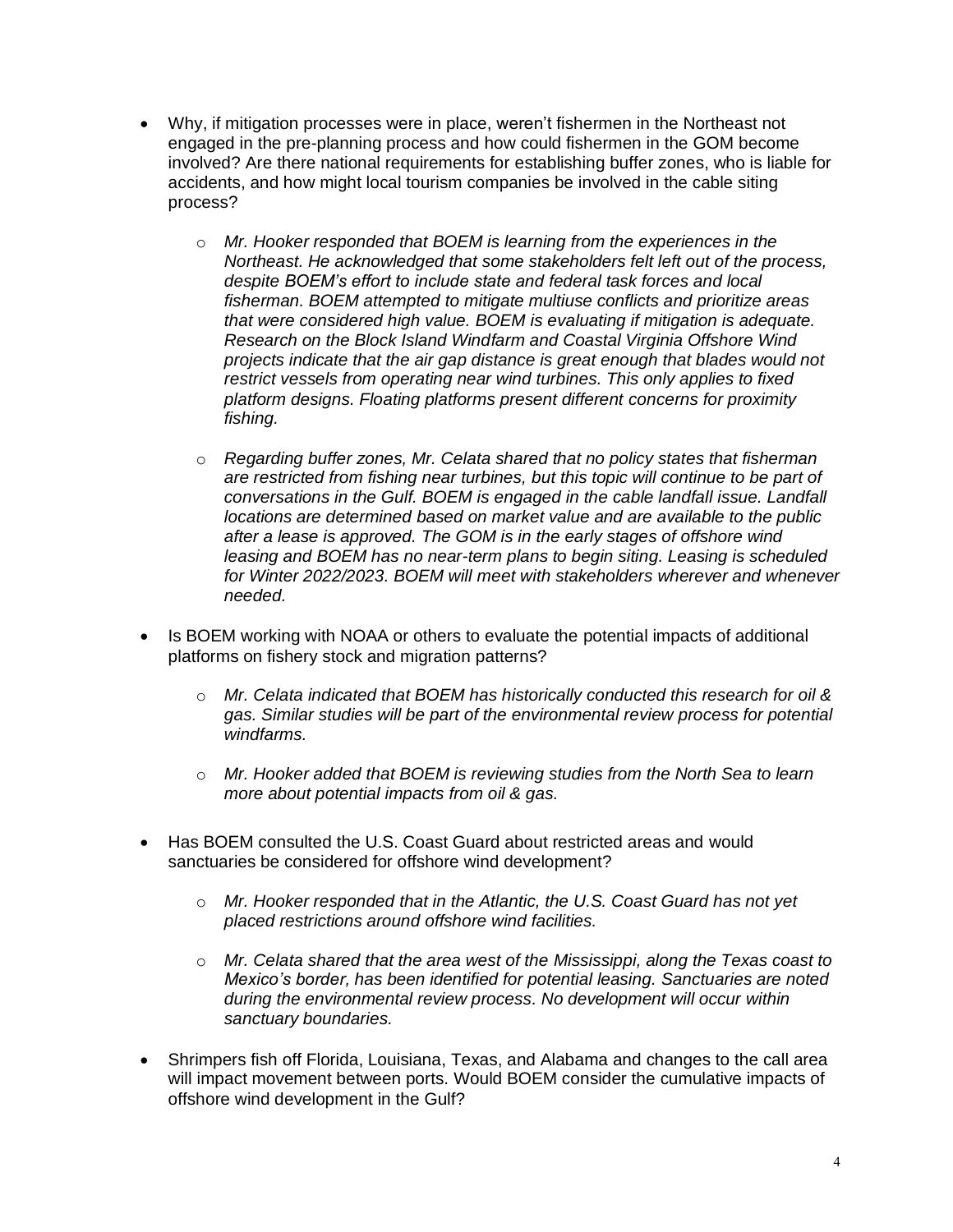- Why, if mitigation processes were in place, weren't fishermen in the Northeast not engaged in the pre-planning process and how could fishermen in the GOM become involved? Are there national requirements for establishing buffer zones, who is liable for accidents, and how might local tourism companies be involved in the cable siting process?

    - *Mr. Hooker responded that BOEM is learning from the experiences in the Northeast. He acknowledged that some stakeholders felt left out of the process, despite BOEM's effort to include state and federal task forces and local fisherman. BOEM attempted to mitigate multiuse conflicts and prioritize areas that were considered high value. BOEM is evaluating if mitigation is adequate. Research on the Block Island Windfarm and Coastal Virginia Offshore Wind projects indicate that the air gap distance is great enough that blades would not restrict vessels from operating near wind turbines. This only applies to fixed platform designs. Floating platforms present different concerns for proximity fishing.*

    - *Regarding buffer zones, Mr. Celata shared that no policy states that fisherman are restricted from fishing near turbines, but this topic will continue to be part of conversations in the Gulf. BOEM is engaged in the cable landfall issue. Landfall locations are determined based on market value and are available to the public after a lease is approved. The GOM is in the early stages of offshore wind leasing and BOEM has no near-term plans to begin siting. Leasing is scheduled for Winter 2022/2023. BOEM will meet with stakeholders wherever and whenever needed.*

- Is BOEM working with NOAA or others to evaluate the potential impacts of additional platforms on fishery stock and migration patterns?

    - *Mr. Celata indicated that BOEM has historically conducted this research for oil & gas. Similar studies will be part of the environmental review process for potential windfarms.*

    - *Mr. Hooker added that BOEM is reviewing studies from the North Sea to learn more about potential impacts from oil & gas.*

- Has BOEM consulted the U.S. Coast Guard about restricted areas and would sanctuaries be considered for offshore wind development?

    - *Mr. Hooker responded that in the Atlantic, the U.S. Coast Guard has not yet placed restrictions around offshore wind facilities.*

    - *Mr. Celata shared that the area west of the Mississippi, along the Texas coast to Mexico's border, has been identified for potential leasing. Sanctuaries are noted during the environmental review process. No development will occur within sanctuary boundaries.*

- Shrimpers fish off Florida, Louisiana, Texas, and Alabama and changes to the call area will impact movement between ports. Would BOEM consider the cumulative impacts of offshore wind development in the Gulf?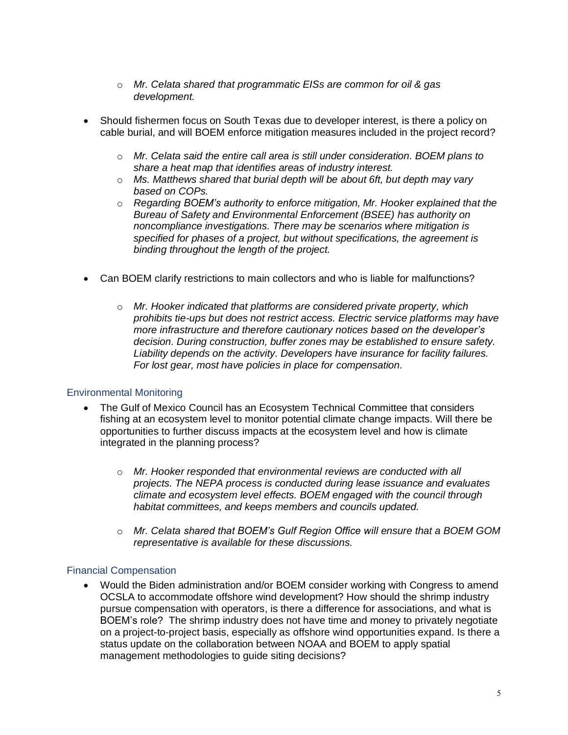- *Mr. Celata shared that programmatic EISs are common for oil & gas development.*

- Should fishermen focus on South Texas due to developer interest, is there a policy on cable burial, and will BOEM enforce mitigation measures included in the project record?

  - *Mr. Celata said the entire call area is still under consideration. BOEM plans to share a heat map that identifies areas of industry interest.*
  - *Ms. Matthews shared that burial depth will be about 6ft, but depth may vary based on COPs.*
  - *Regarding BOEM's authority to enforce mitigation, Mr. Hooker explained that the Bureau of Safety and Environmental Enforcement (BSEE) has authority on noncompliance investigations. There may be scenarios where mitigation is specified for phases of a project, but without specifications, the agreement is binding throughout the length of the project.*

- Can BOEM clarify restrictions to main collectors and who is liable for malfunctions?

  - *Mr. Hooker indicated that platforms are considered private property, which prohibits tie-ups but does not restrict access. Electric service platforms may have more infrastructure and therefore cautionary notices based on the developer's decision. During construction, buffer zones may be established to ensure safety. Liability depends on the activity. Developers have insurance for facility failures. For lost gear, most have policies in place for compensation.*

### Environmental Monitoring

- The Gulf of Mexico Council has an Ecosystem Technical Committee that considers fishing at an ecosystem level to monitor potential climate change impacts. Will there be opportunities to further discuss impacts at the ecosystem level and how is climate integrated in the planning process?

  - *Mr. Hooker responded that environmental reviews are conducted with all projects. The NEPA process is conducted during lease issuance and evaluates climate and ecosystem level effects. BOEM engaged with the council through habitat committees, and keeps members and councils updated.*

  - *Mr. Celata shared that BOEM's Gulf Region Office will ensure that a BOEM GOM representative is available for these discussions.*

### Financial Compensation

- Would the Biden administration and/or BOEM consider working with Congress to amend OCSLA to accommodate offshore wind development? How should the shrimp industry pursue compensation with operators, is there a difference for associations, and what is BOEM's role? The shrimp industry does not have time and money to privately negotiate on a project-to-project basis, especially as offshore wind opportunities expand. Is there a status update on the collaboration between NOAA and BOEM to apply spatial management methodologies to guide siting decisions?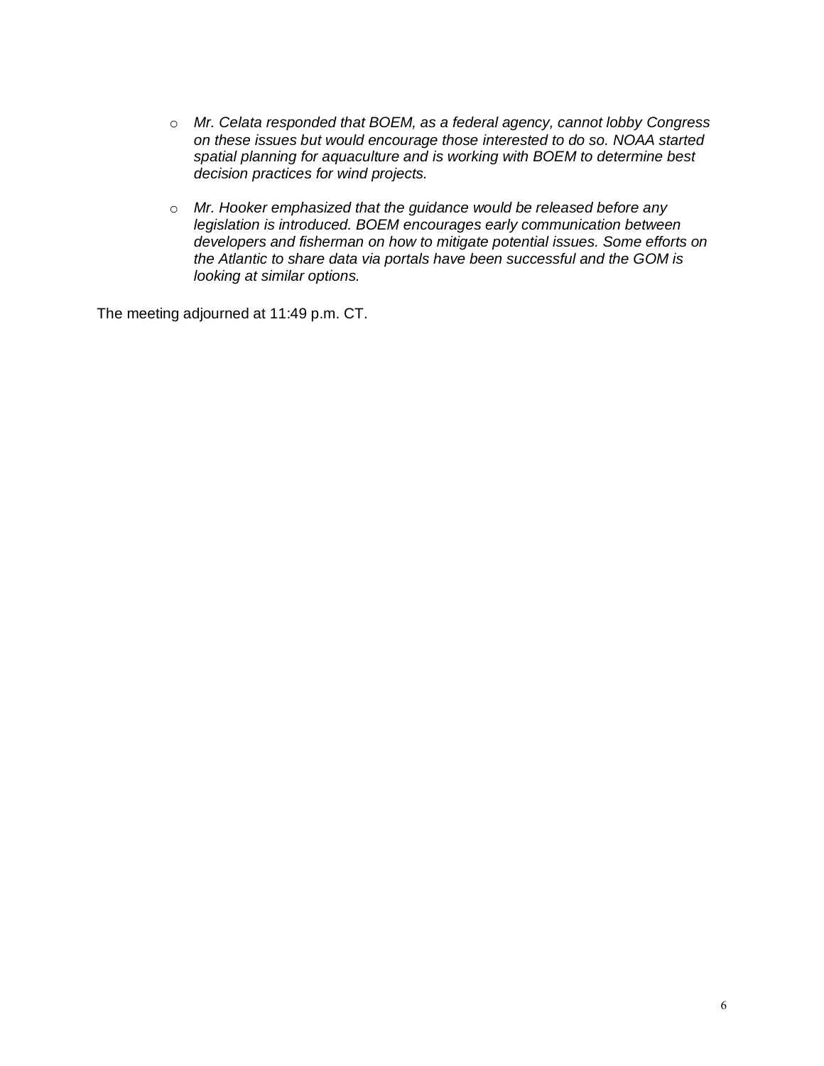- *Mr. Celata responded that BOEM, as a federal agency, cannot lobby Congress on these issues but would encourage those interested to do so. NOAA started spatial planning for aquaculture and is working with BOEM to determine best decision practices for wind projects.*

- *Mr. Hooker emphasized that the guidance would be released before any legislation is introduced. BOEM encourages early communication between developers and fisherman on how to mitigate potential issues. Some efforts on the Atlantic to share data via portals have been successful and the GOM is looking at similar options.*

The meeting adjourned at 11:49 p.m. CT.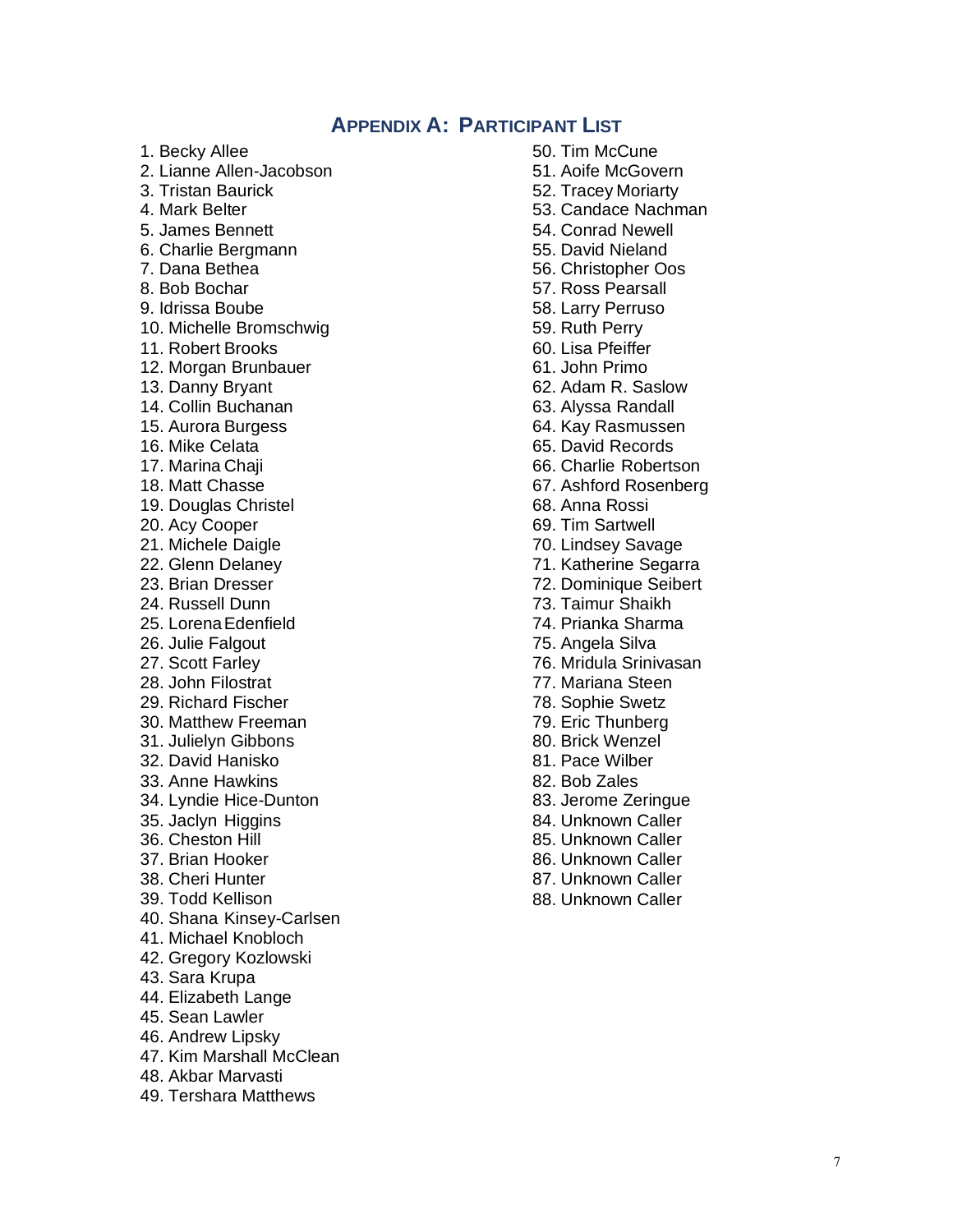## APPENDIX A: PARTICIPANT LIST

1. Becky Allee
2. Lianne Allen-Jacobson
3. Tristan Baurick
4. Mark Belter
5. James Bennett
6. Charlie Bergmann
7. Dana Bethea
8. Bob Bochar
9. Idrissa Boube
10. Michelle Bromschwig
11. Robert Brooks
12. Morgan Brunbauer
13. Danny Bryant
14. Collin Buchanan
15. Aurora Burgess
16. Mike Celata
17. Marina Chaji
18. Matt Chasse
19. Douglas Christel
20. Acy Cooper
21. Michele Daigle
22. Glenn Delaney
23. Brian Dresser
24. Russell Dunn
25. Lorena Edenfield
26. Julie Falgout
27. Scott Farley
28. John Filostrat
29. Richard Fischer
30. Matthew Freeman
31. Julielyn Gibbons
32. David Hanisko
33. Anne Hawkins
34. Lyndie Hice-Dunton
35. Jaclyn Higgins
36. Cheston Hill
37. Brian Hooker
38. Cheri Hunter
39. Todd Kellison
40. Shana Kinsey-Carlsen
41. Michael Knobloch
42. Gregory Kozlowski
43. Sara Krupa
44. Elizabeth Lange
45. Sean Lawler
46. Andrew Lipsky
47. Kim Marshall McClean
48. Akbar Marvasti
49. Tershara Matthews
50. Tim McCune
51. Aoife McGovern
52. Tracey Moriarty
53. Candace Nachman
54. Conrad Newell
55. David Nieland
56. Christopher Oos
57. Ross Pearsall
58. Larry Perruso
59. Ruth Perry
60. Lisa Pfeiffer
61. John Primo
62. Adam R. Saslow
63. Alyssa Randall
64. Kay Rasmussen
65. David Records
66. Charlie Robertson
67. Ashford Rosenberg
68. Anna Rossi
69. Tim Sartwell
70. Lindsey Savage
71. Katherine Segarra
72. Dominique Seibert
73. Taimur Shaikh
74. Prianka Sharma
75. Angela Silva
76. Mridula Srinivasan
77. Mariana Steen
78. Sophie Swetz
79. Eric Thunberg
80. Brick Wenzel
81. Pace Wilber
82. Bob Zales
83. Jerome Zeringue
84. Unknown Caller
85. Unknown Caller
86. Unknown Caller
87. Unknown Caller
88. Unknown Caller